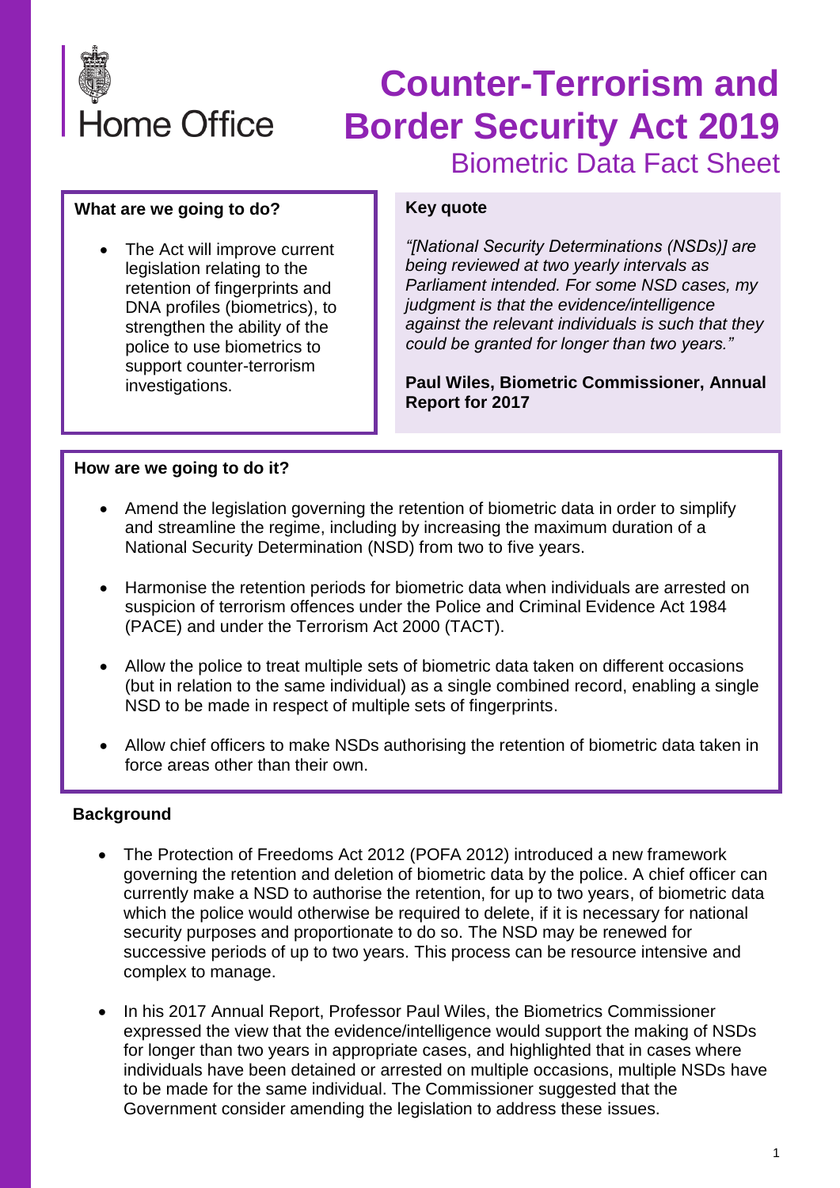Home Office

# Counter-Terrorism and Border Security Act 2019

## Biometric Data Fact Sheet

### What are we going to do?

- The Act will improve current legislation relating to the retention of fingerprints and DNA profiles (biometrics), to strengthen the ability of the police to use biometrics to support counter-terrorism investigations.

### Key quote

*"[National Security Determinations (NSDs)] are being reviewed at two yearly intervals as Parliament intended. For some NSD cases, my judgment is that the evidence/intelligence against the relevant individuals is such that they could be granted for longer than two years."*

**Paul Wiles, Biometric Commissioner, Annual Report for 2017**

### How are we going to do it?

- Amend the legislation governing the retention of biometric data in order to simplify and streamline the regime, including by increasing the maximum duration of a National Security Determination (NSD) from two to five years.
- Harmonise the retention periods for biometric data when individuals are arrested on suspicion of terrorism offences under the Police and Criminal Evidence Act 1984 (PACE) and under the Terrorism Act 2000 (TACT).
- Allow the police to treat multiple sets of biometric data taken on different occasions (but in relation to the same individual) as a single combined record, enabling a single NSD to be made in respect of multiple sets of fingerprints.
- Allow chief officers to make NSDs authorising the retention of biometric data taken in force areas other than their own.

### Background

- The Protection of Freedoms Act 2012 (POFA 2012) introduced a new framework governing the retention and deletion of biometric data by the police. A chief officer can currently make a NSD to authorise the retention, for up to two years, of biometric data which the police would otherwise be required to delete, if it is necessary for national security purposes and proportionate to do so. The NSD may be renewed for successive periods of up to two years. This process can be resource intensive and complex to manage.
- In his 2017 Annual Report, Professor Paul Wiles, the Biometrics Commissioner expressed the view that the evidence/intelligence would support the making of NSDs for longer than two years in appropriate cases, and highlighted that in cases where individuals have been detained or arrested on multiple occasions, multiple NSDs have to be made for the same individual. The Commissioner suggested that the Government consider amending the legislation to address these issues.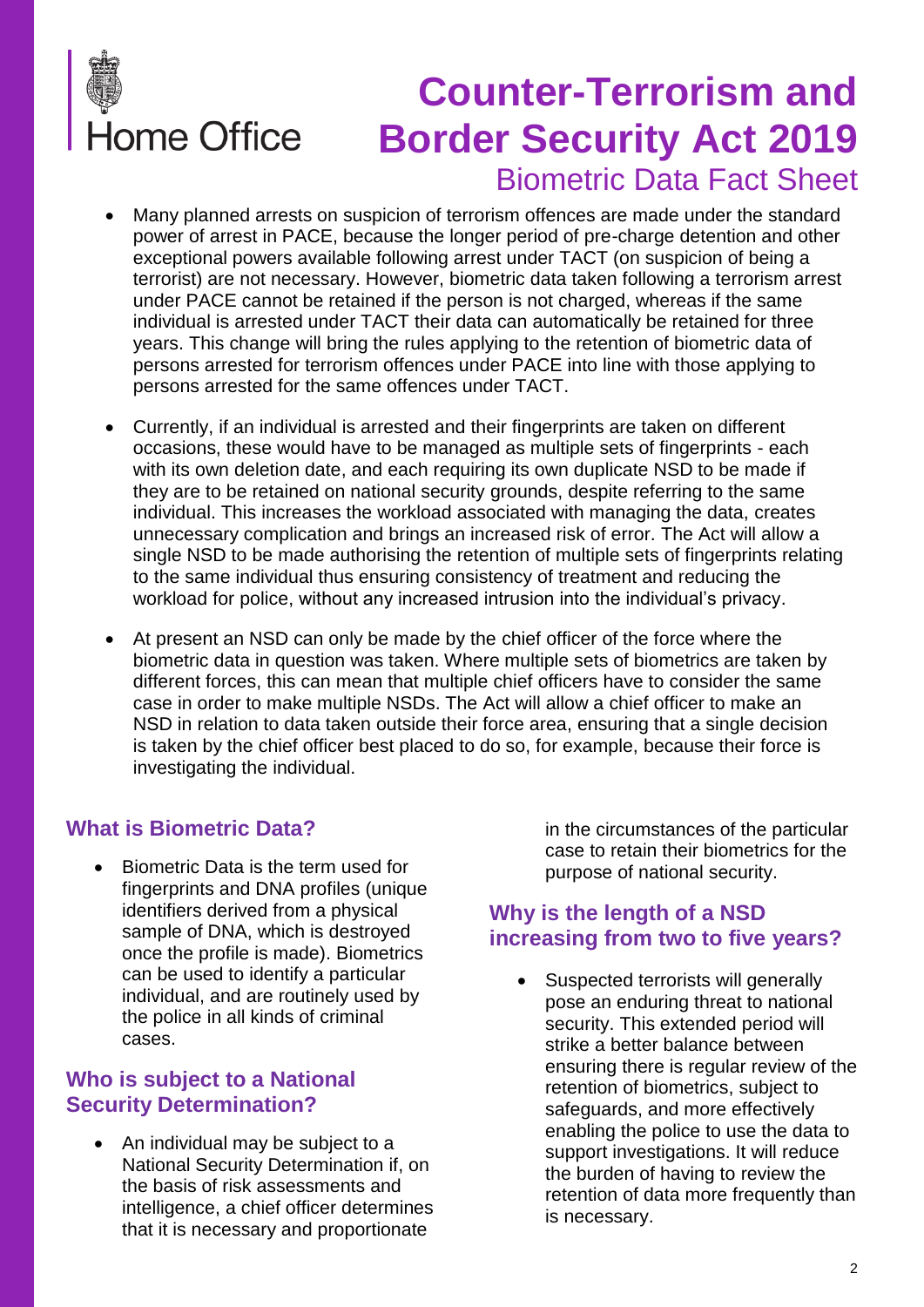# Counter-Terrorism and Border Security Act 2019

## Biometric Data Fact Sheet

- Many planned arrests on suspicion of terrorism offences are made under the standard power of arrest in PACE, because the longer period of pre-charge detention and other exceptional powers available following arrest under TACT (on suspicion of being a terrorist) are not necessary. However, biometric data taken following a terrorism arrest under PACE cannot be retained if the person is not charged, whereas if the same individual is arrested under TACT their data can automatically be retained for three years. This change will bring the rules applying to the retention of biometric data of persons arrested for terrorism offences under PACE into line with those applying to persons arrested for the same offences under TACT.

- Currently, if an individual is arrested and their fingerprints are taken on different occasions, these would have to be managed as multiple sets of fingerprints - each with its own deletion date, and each requiring its own duplicate NSD to be made if they are to be retained on national security grounds, despite referring to the same individual. This increases the workload associated with managing the data, creates unnecessary complication and brings an increased risk of error. The Act will allow a single NSD to be made authorising the retention of multiple sets of fingerprints relating to the same individual thus ensuring consistency of treatment and reducing the workload for police, without any increased intrusion into the individual's privacy.

- At present an NSD can only be made by the chief officer of the force where the biometric data in question was taken. Where multiple sets of biometrics are taken by different forces, this can mean that multiple chief officers have to consider the same case in order to make multiple NSDs. The Act will allow a chief officer to make an NSD in relation to data taken outside their force area, ensuring that a single decision is taken by the chief officer best placed to do so, for example, because their force is investigating the individual.

### What is Biometric Data?

- Biometric Data is the term used for fingerprints and DNA profiles (unique identifiers derived from a physical sample of DNA, which is destroyed once the profile is made). Biometrics can be used to identify a particular individual, and are routinely used by the police in all kinds of criminal cases.

### Who is subject to a National Security Determination?

- An individual may be subject to a National Security Determination if, on the basis of risk assessments and intelligence, a chief officer determines that it is necessary and proportionate in the circumstances of the particular case to retain their biometrics for the purpose of national security.

### Why is the length of a NSD increasing from two to five years?

- Suspected terrorists will generally pose an enduring threat to national security. This extended period will strike a better balance between ensuring there is regular review of the retention of biometrics, subject to safeguards, and more effectively enabling the police to use the data to support investigations. It will reduce the burden of having to review the retention of data more frequently than is necessary.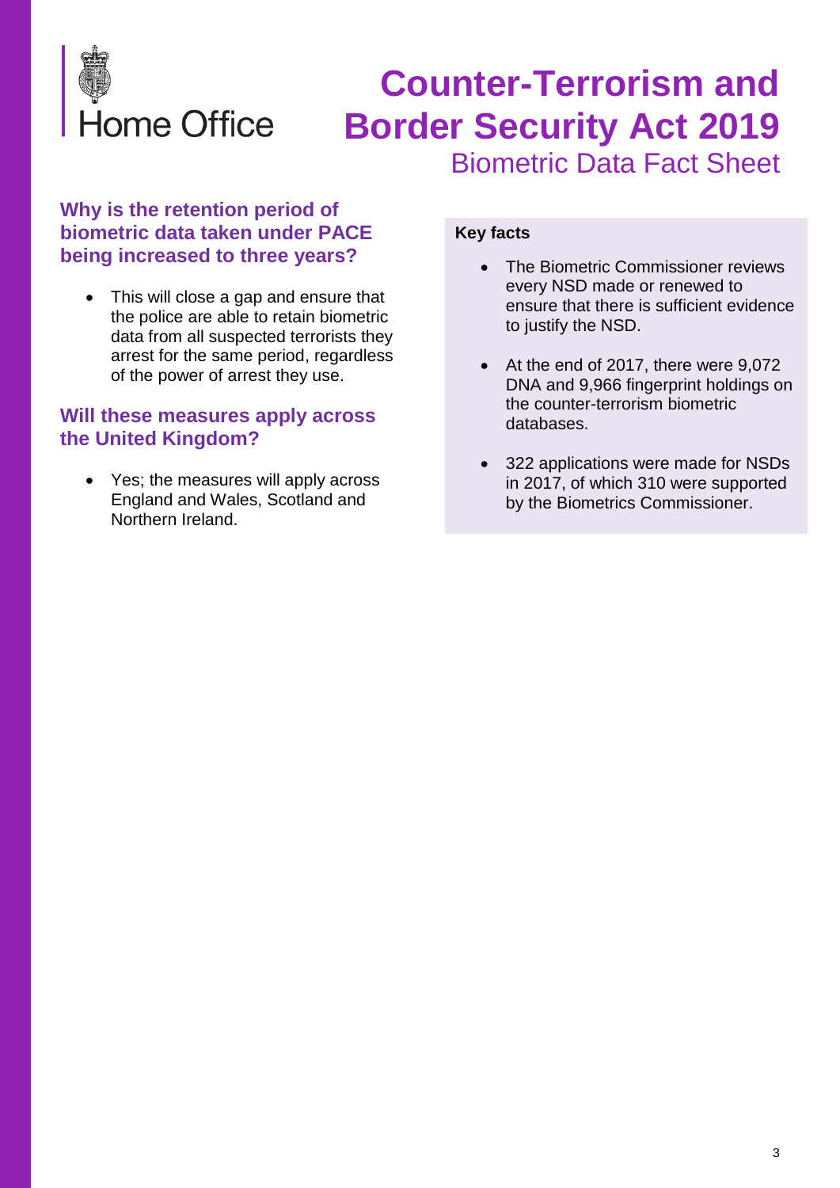Home Office

# Counter-Terrorism and Border Security Act 2019

## Biometric Data Fact Sheet

### Why is the retention period of biometric data taken under PACE being increased to three years?

- This will close a gap and ensure that the police are able to retain biometric data from all suspected terrorists they arrest for the same period, regardless of the power of arrest they use.

### Will these measures apply across the United Kingdom?

- Yes; the measures will apply across England and Wales, Scotland and Northern Ireland.

**Key facts**

- The Biometric Commissioner reviews every NSD made or renewed to ensure that there is sufficient evidence to justify the NSD.
- At the end of 2017, there were 9,072 DNA and 9,966 fingerprint holdings on the counter-terrorism biometric databases.
- 322 applications were made for NSDs in 2017, of which 310 were supported by the Biometrics Commissioner.